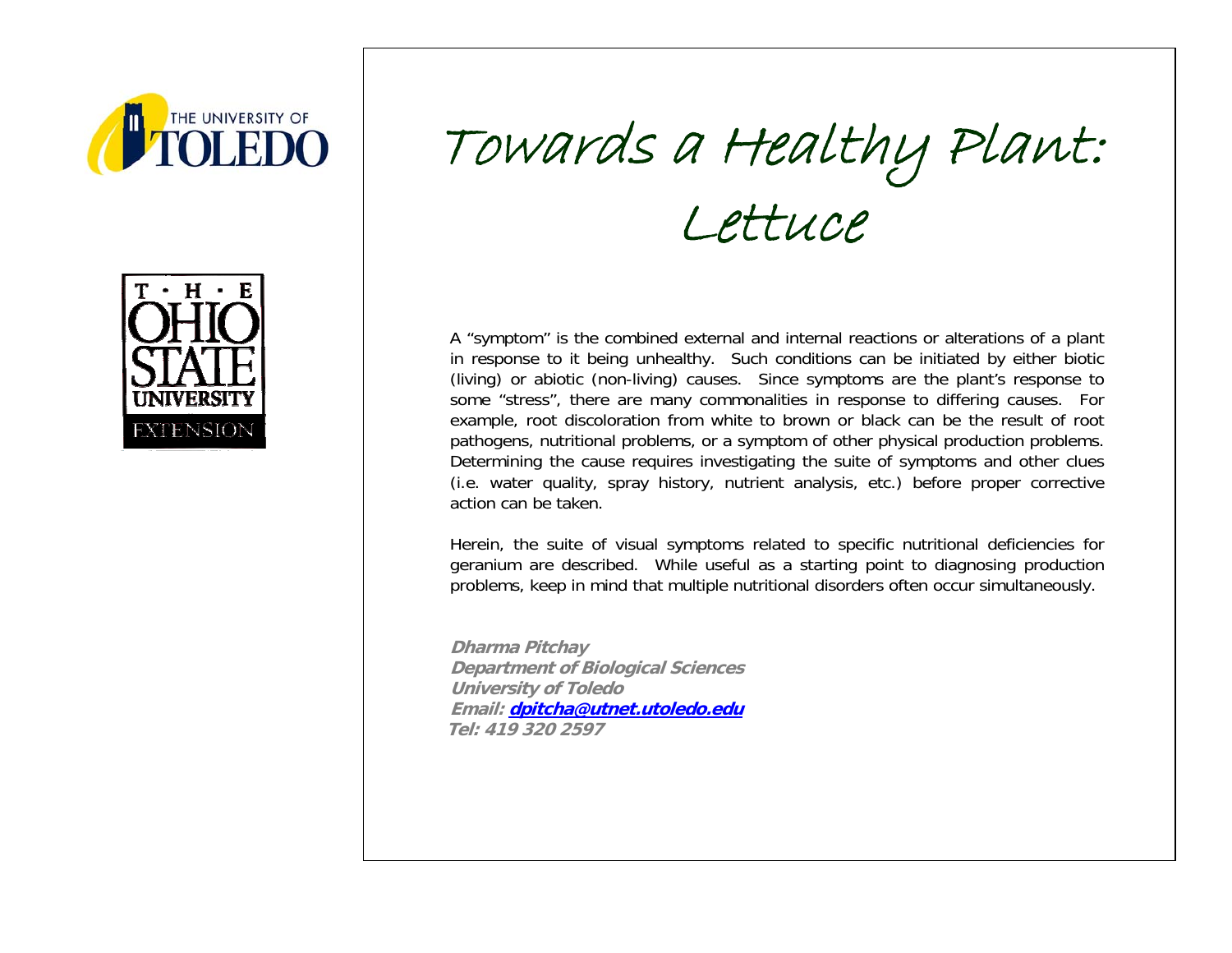THE UNIVERSITY OF TOLEDO

THE OHIO STATE UNIVERSITY EXTENSION

# Towards a Healthy Plant: Lettuce

A "symptom" is the combined external and internal reactions or alterations of a plant in response to it being unhealthy. Such conditions can be initiated by either biotic (living) or abiotic (non-living) causes. Since symptoms are the plant's response to some "stress", there are many commonalities in response to differing causes. For example, root discoloration from white to brown or black can be the result of root pathogens, nutritional problems, or a symptom of other physical production problems. Determining the cause requires investigating the suite of symptoms and other clues (i.e. water quality, spray history, nutrient analysis, etc.) before proper corrective action can be taken.

Herein, the suite of visual symptoms related to specific nutritional deficiencies for geranium are described. While useful as a starting point to diagnosing production problems, keep in mind that multiple nutritional disorders often occur simultaneously.

***Dharma Pitchay***
***Department of Biological Sciences***
***University of Toledo***
***Email: dpitcha@utnet.utoledo.edu***
***Tel: 419 320 2597***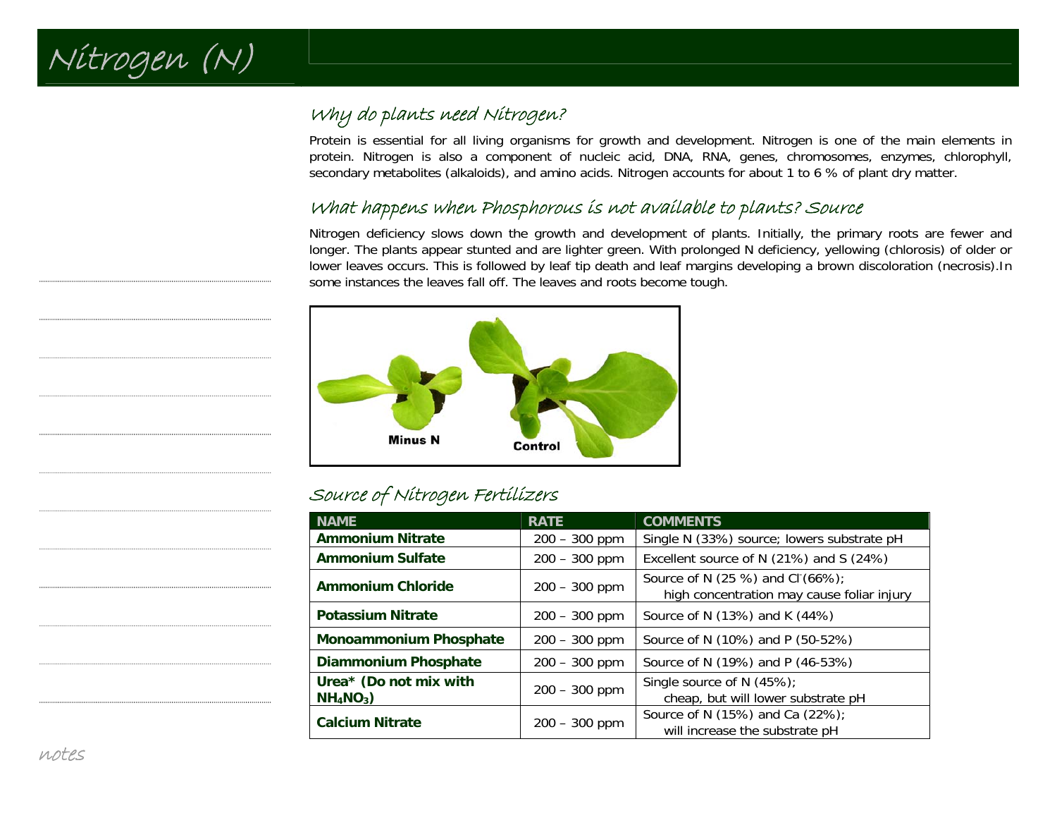# Nitrogen (N)

## Why do plants need Nitrogen?

Protein is essential for all living organisms for growth and development. Nitrogen is one of the main elements in protein. Nitrogen is also a component of nucleic acid, DNA, RNA, genes, chromosomes, enzymes, chlorophyll, secondary metabolites (alkaloids), and amino acids. Nitrogen accounts for about 1 to 6 % of plant dry matter.

## What happens when Phosphorous is not available to plants? Source

Nitrogen deficiency slows down the growth and development of plants. Initially, the primary roots are fewer and longer. The plants appear stunted and are lighter green. With prolonged N deficiency, yellowing (chlorosis) of older or lower leaves occurs. This is followed by leaf tip death and leaf margins developing a brown discoloration (necrosis).In some instances the leaves fall off. The leaves and roots become tough.

Minus N Control

## Source of Nitrogen Fertilizers

| NAME | RATE | COMMENTS |
|---|---|---|
| **Ammonium Nitrate** | 200 – 300 ppm | Single N (33%) source; lowers substrate pH |
| **Ammonium Sulfate** | 200 – 300 ppm | Excellent source of N (21%) and S (24%) |
| **Ammonium Chloride** | 200 – 300 ppm | Source of N (25 %) and $Cl^-$(66%); high concentration may cause foliar injury |
| **Potassium Nitrate** | 200 – 300 ppm | Source of N (13%) and K (44%) |
| **Monoammonium Phosphate** | 200 – 300 ppm | Source of N (10%) and P (50-52%) |
| **Diammonium Phosphate** | 200 – 300 ppm | Source of N (19%) and P (46-53%) |
| **Urea* (Do not mix with $NH_4NO_3$)** | 200 – 300 ppm | Single source of N (45%); cheap, but will lower substrate pH |
| **Calcium Nitrate** | 200 – 300 ppm | Source of N (15%) and Ca (22%); will increase the substrate pH |

notes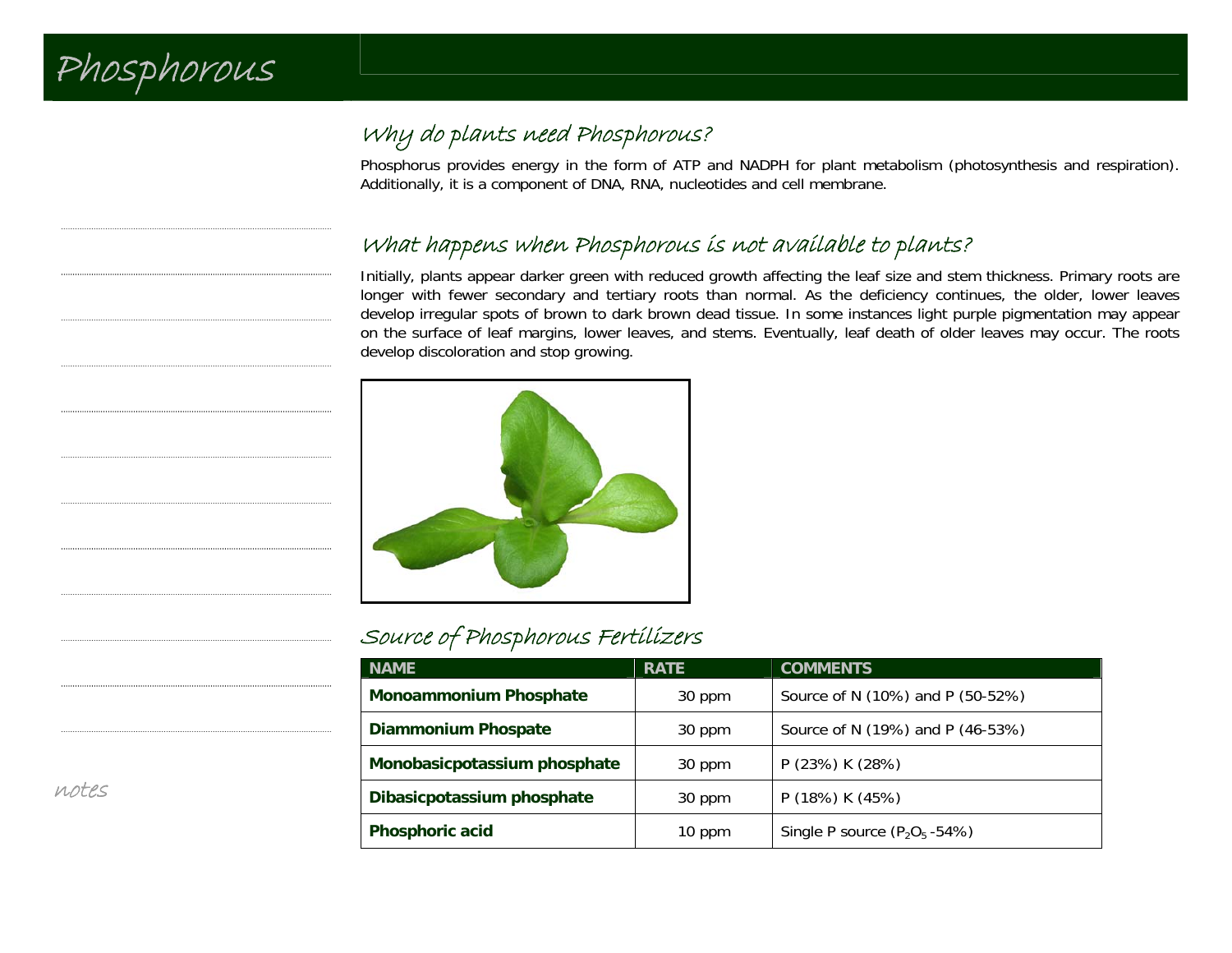# Phosphorous

## Why do plants need Phosphorous?

Phosphorus provides energy in the form of ATP and NADPH for plant metabolism (photosynthesis and respiration). Additionally, it is a component of DNA, RNA, nucleotides and cell membrane.

## What happens when Phosphorous is not available to plants?

Initially, plants appear darker green with reduced growth affecting the leaf size and stem thickness. Primary roots are longer with fewer secondary and tertiary roots than normal. As the deficiency continues, the older, lower leaves develop irregular spots of brown to dark brown dead tissue. In some instances light purple pigmentation may appear on the surface of leaf margins, lower leaves, and stems. Eventually, leaf death of older leaves may occur. The roots develop discoloration and stop growing.

## Source of Phosphorous Fertilizers

| NAME | RATE | COMMENTS |
|---|---|---|
| **Monoammonium Phosphate** | 30 ppm | Source of N (10%) and P (50-52%) |
| **Diammonium Phospate** | 30 ppm | Source of N (19%) and P (46-53%) |
| **Monobasicpotassium phosphate** | 30 ppm | P (23%) K (28%) |
| **Dibasicpotassium phosphate** | 30 ppm | P (18%) K (45%) |
| **Phosphoric acid** | 10 ppm | Single P source ($P_2O_5$ -54%) |

notes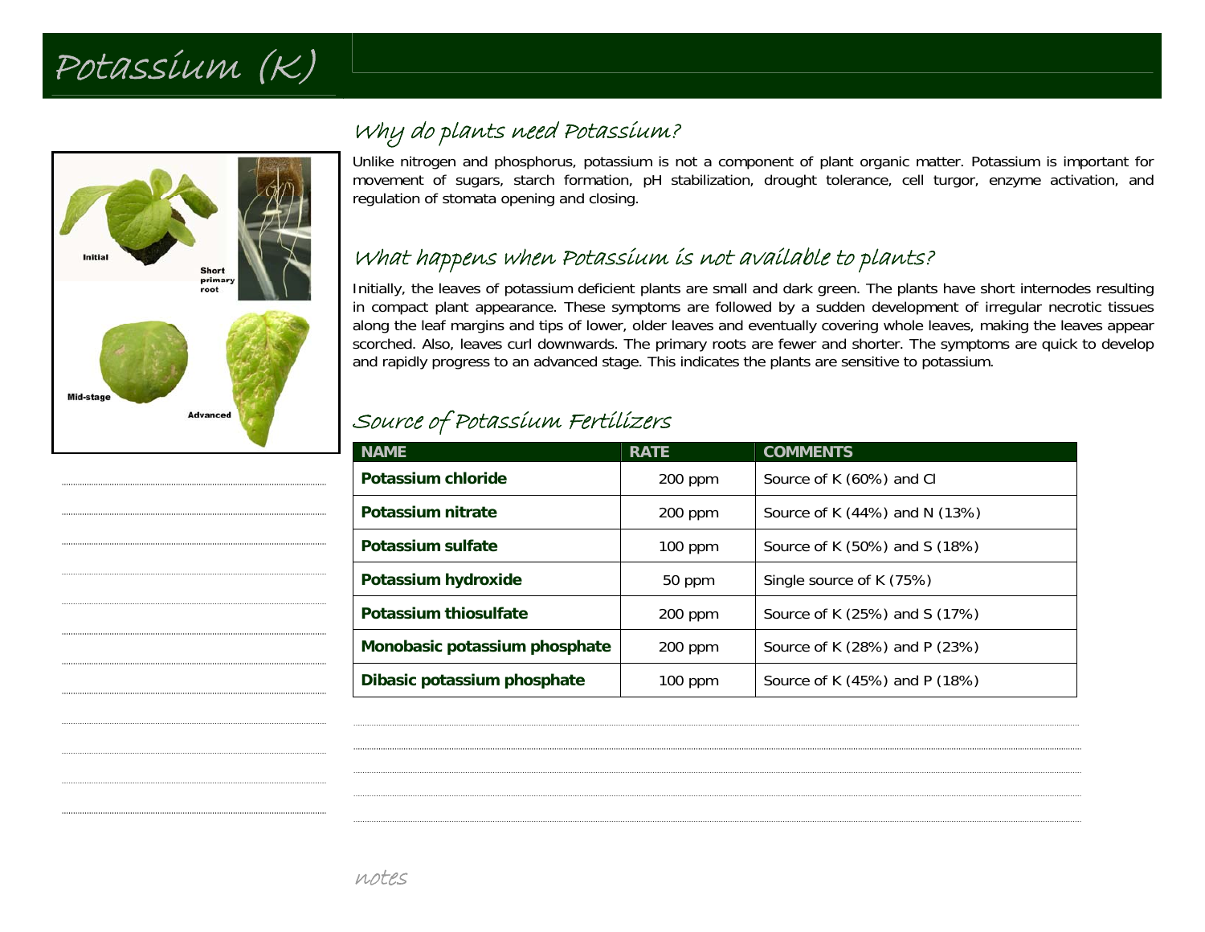# Potassium (K)

Initial

Short primary root

Mid-stage

Advanced

## Why do plants need Potassium?

Unlike nitrogen and phosphorus, potassium is not a component of plant organic matter. Potassium is important for movement of sugars, starch formation, pH stabilization, drought tolerance, cell turgor, enzyme activation, and regulation of stomata opening and closing.

## What happens when Potassium is not available to plants?

Initially, the leaves of potassium deficient plants are small and dark green. The plants have short internodes resulting in compact plant appearance. These symptoms are followed by a sudden development of irregular necrotic tissues along the leaf margins and tips of lower, older leaves and eventually covering whole leaves, making the leaves appear scorched. Also, leaves curl downwards. The primary roots are fewer and shorter. The symptoms are quick to develop and rapidly progress to an advanced stage. This indicates the plants are sensitive to potassium.

## Source of Potassium Fertilizers

| NAME | RATE | COMMENTS |
|---|---|---|
| **Potassium chloride** | 200 ppm | Source of K (60%) and Cl |
| **Potassium nitrate** | 200 ppm | Source of K (44%) and N (13%) |
| **Potassium sulfate** | 100 ppm | Source of K (50%) and S (18%) |
| **Potassium hydroxide** | 50 ppm | Single source of K (75%) |
| **Potassium thiosulfate** | 200 ppm | Source of K (25%) and S (17%) |
| **Monobasic potassium phosphate** | 200 ppm | Source of K (28%) and P (23%) |
| **Dibasic potassium phosphate** | 100 ppm | Source of K (45%) and P (18%) |

notes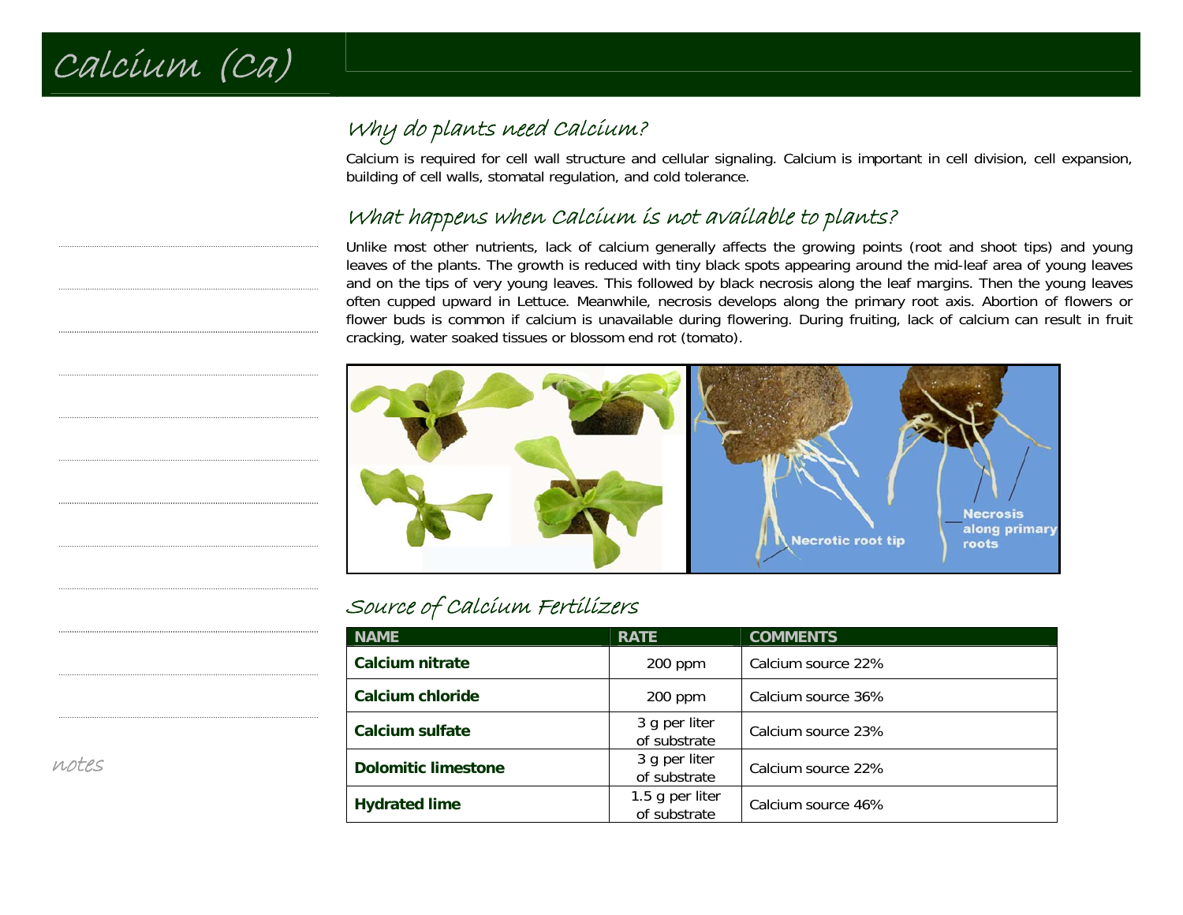# Calcium (Ca)

## Why do plants need Calcium?

Calcium is required for cell wall structure and cellular signaling. Calcium is important in cell division, cell expansion, building of cell walls, stomatal regulation, and cold tolerance.

## What happens when Calcium is not available to plants?

Unlike most other nutrients, lack of calcium generally affects the growing points (root and shoot tips) and young leaves of the plants. The growth is reduced with tiny black spots appearing around the mid-leaf area of young leaves and on the tips of very young leaves. This followed by black necrosis along the leaf margins. Then the young leaves often cupped upward in Lettuce. Meanwhile, necrosis develops along the primary root axis. Abortion of flowers or flower buds is common if calcium is unavailable during flowering. During fruiting, lack of calcium can result in fruit cracking, water soaked tissues or blossom end rot (tomato).

Necrotic root tip

Necrosis along primary roots

## Source of Calcium Fertilizers

| NAME | RATE | COMMENTS |
|---|---|---|
| **Calcium nitrate** | 200 ppm | Calcium source 22% |
| **Calcium chloride** | 200 ppm | Calcium source 36% |
| **Calcium sulfate** | 3 g per liter of substrate | Calcium source 23% |
| **Dolomitic limestone** | 3 g per liter of substrate | Calcium source 22% |
| **Hydrated lime** | 1.5 g per liter of substrate | Calcium source 46% |

notes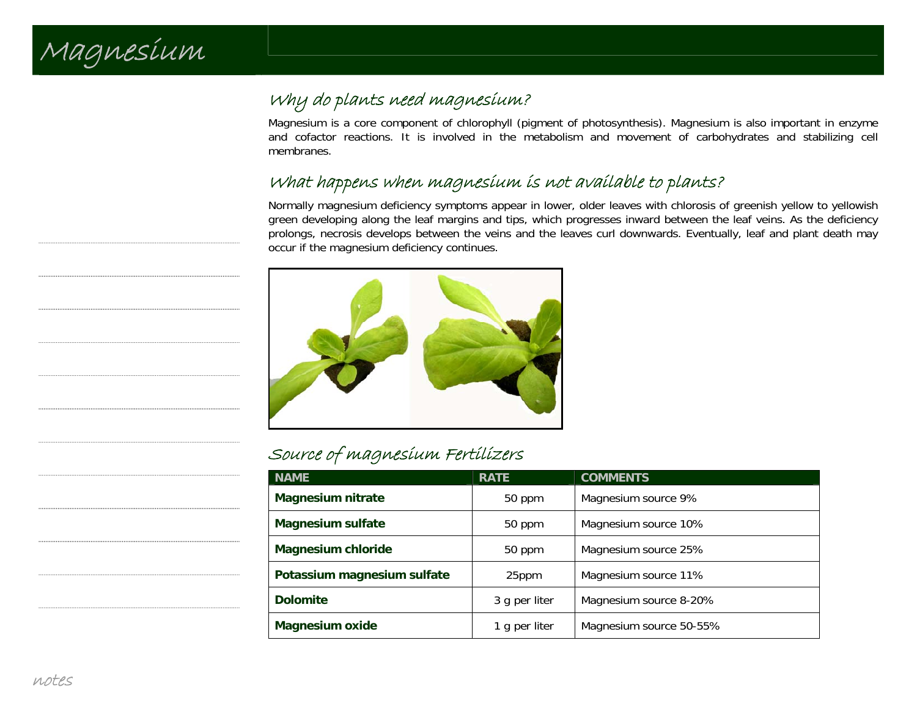# Magnesium

## Why do plants need magnesium?

Magnesium is a core component of chlorophyll (pigment of photosynthesis). Magnesium is also important in enzyme and cofactor reactions. It is involved in the metabolism and movement of carbohydrates and stabilizing cell membranes.

## What happens when magnesium is not available to plants?

Normally magnesium deficiency symptoms appear in lower, older leaves with chlorosis of greenish yellow to yellowish green developing along the leaf margins and tips, which progresses inward between the leaf veins. As the deficiency prolongs, necrosis develops between the veins and the leaves curl downwards. Eventually, leaf and plant death may occur if the magnesium deficiency continues.

## Source of magnesium Fertilizers

| NAME | RATE | COMMENTS |
| --- | --- | --- |
| **Magnesium nitrate** | 50 ppm | Magnesium source 9% |
| **Magnesium sulfate** | 50 ppm | Magnesium source 10% |
| **Magnesium chloride** | 50 ppm | Magnesium source 25% |
| **Potassium magnesium sulfate** | 25ppm | Magnesium source 11% |
| **Dolomite** | 3 g per liter | Magnesium source 8-20% |
| **Magnesium oxide** | 1 g per liter | Magnesium source 50-55% |

notes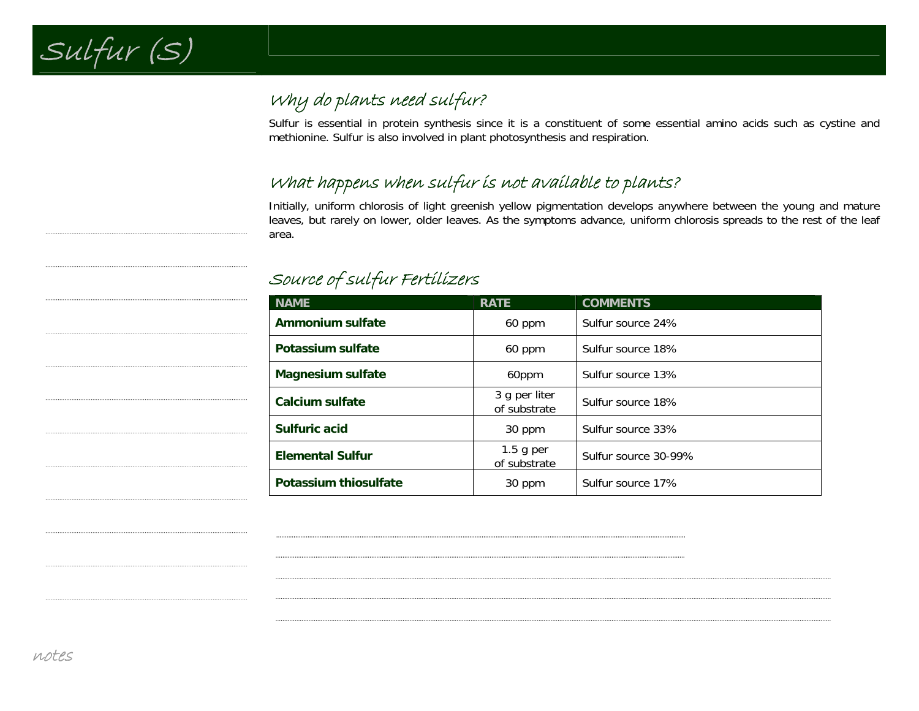# Sulfur (S)

## Why do plants need sulfur?

Sulfur is essential in protein synthesis since it is a constituent of some essential amino acids such as cystine and methionine. Sulfur is also involved in plant photosynthesis and respiration.

## What happens when sulfur is not available to plants?

Initially, uniform chlorosis of light greenish yellow pigmentation develops anywhere between the young and mature leaves, but rarely on lower, older leaves. As the symptoms advance, uniform chlorosis spreads to the rest of the leaf area.

## Source of sulfur Fertilizers

| NAME | RATE | COMMENTS |
|---|---|---|
| **Ammonium sulfate** | 60 ppm | Sulfur source 24% |
| **Potassium sulfate** | 60 ppm | Sulfur source 18% |
| **Magnesium sulfate** | 60ppm | Sulfur source 13% |
| **Calcium sulfate** | 3 g per liter of substrate | Sulfur source 18% |
| **Sulfuric acid** | 30 ppm | Sulfur source 33% |
| **Elemental Sulfur** | 1.5 g per of substrate | Sulfur source 30-99% |
| **Potassium thiosulfate** | 30 ppm | Sulfur source 17% |

notes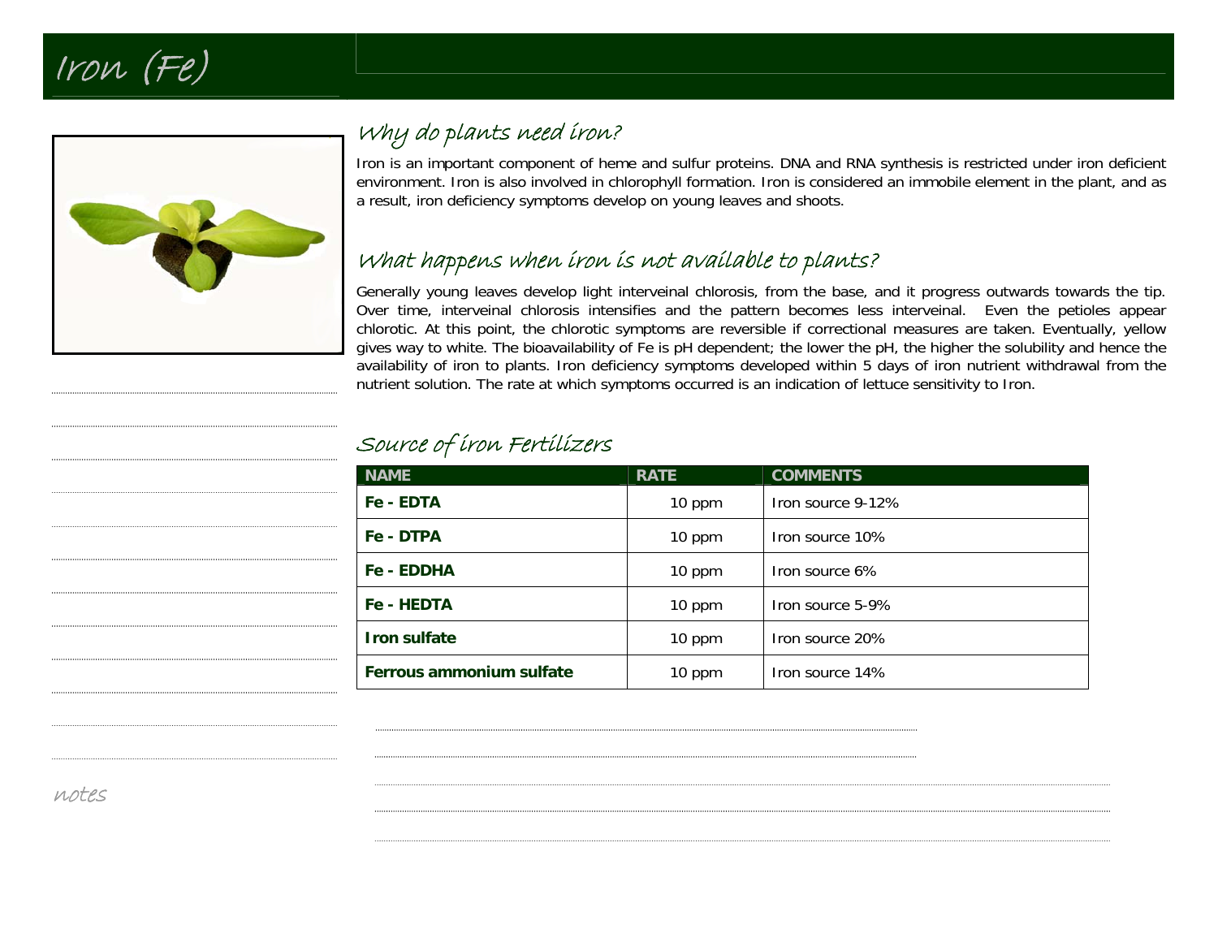# Iron (Fe)

## Why do plants need iron?

Iron is an important component of heme and sulfur proteins. DNA and RNA synthesis is restricted under iron deficient environment. Iron is also involved in chlorophyll formation. Iron is considered an immobile element in the plant, and as a result, iron deficiency symptoms develop on young leaves and shoots.

## What happens when iron is not available to plants?

Generally young leaves develop light interveinal chlorosis, from the base, and it progress outwards towards the tip. Over time, interveinal chlorosis intensifies and the pattern becomes less interveinal. Even the petioles appear chlorotic. At this point, the chlorotic symptoms are reversible if correctional measures are taken. Eventually, yellow gives way to white. The bioavailability of Fe is pH dependent; the lower the pH, the higher the solubility and hence the availability of iron to plants. Iron deficiency symptoms developed within 5 days of iron nutrient withdrawal from the nutrient solution. The rate at which symptoms occurred is an indication of lettuce sensitivity to Iron.

## Source of iron Fertilizers

| NAME | RATE | COMMENTS |
|---|---|---|
| **Fe - EDTA** | 10 ppm | Iron source 9-12% |
| **Fe - DTPA** | 10 ppm | Iron source 10% |
| **Fe - EDDHA** | 10 ppm | Iron source 6% |
| **Fe - HEDTA** | 10 ppm | Iron source 5-9% |
| **Iron sulfate** | 10 ppm | Iron source 20% |
| **Ferrous ammonium sulfate** | 10 ppm | Iron source 14% |

notes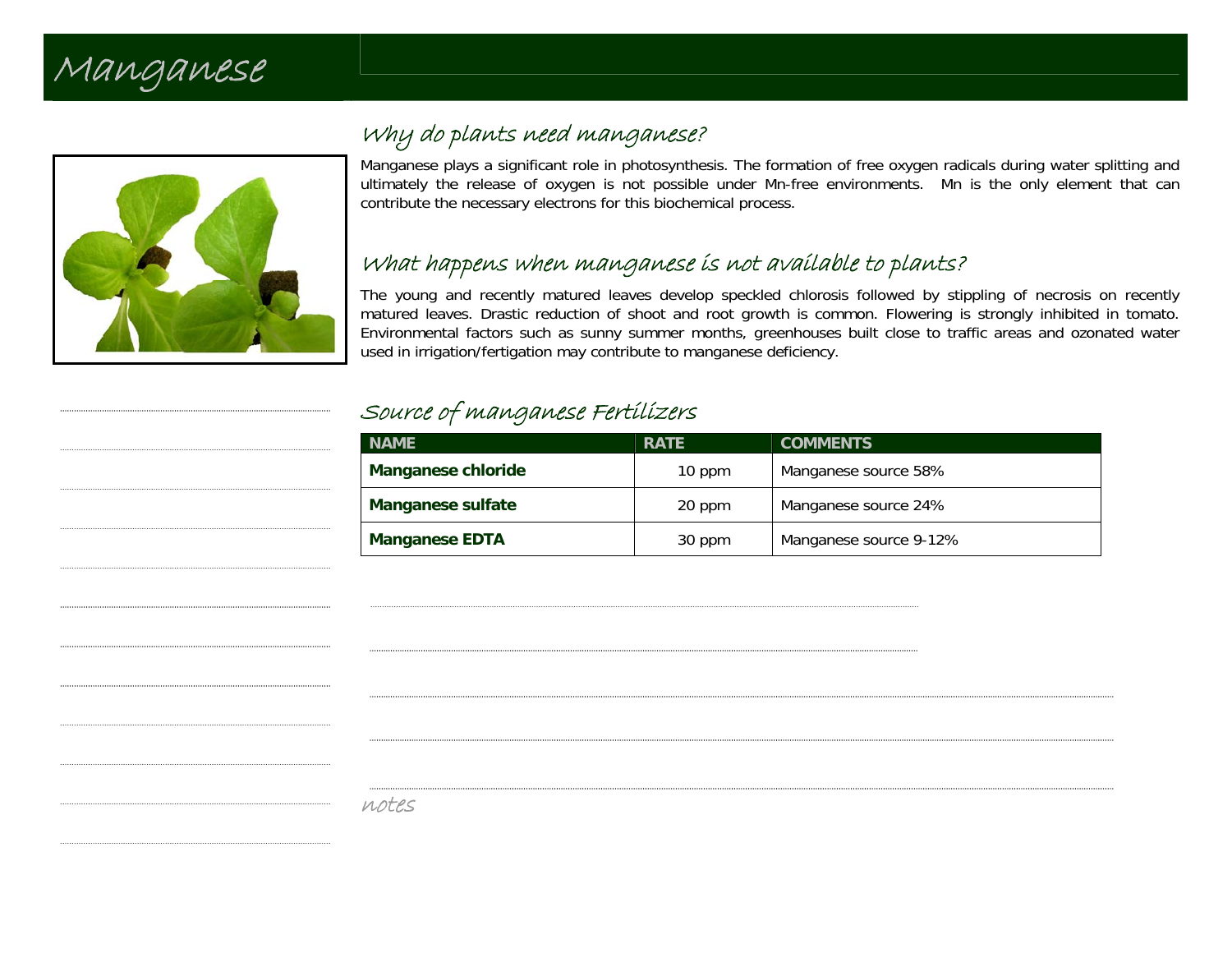# Manganese

## Why do plants need manganese?

Manganese plays a significant role in photosynthesis. The formation of free oxygen radicals during water splitting and ultimately the release of oxygen is not possible under Mn-free environments. Mn is the only element that can contribute the necessary electrons for this biochemical process.

## What happens when manganese is not available to plants?

The young and recently matured leaves develop speckled chlorosis followed by stippling of necrosis on recently matured leaves. Drastic reduction of shoot and root growth is common. Flowering is strongly inhibited in tomato. Environmental factors such as sunny summer months, greenhouses built close to traffic areas and ozonated water used in irrigation/fertigation may contribute to manganese deficiency.

## Source of manganese Fertilizers

| NAME | RATE | COMMENTS |
|---|---|---|
| **Manganese chloride** | 10 ppm | Manganese source 58% |
| **Manganese sulfate** | 20 ppm | Manganese source 24% |
| **Manganese EDTA** | 30 ppm | Manganese source 9-12% |

notes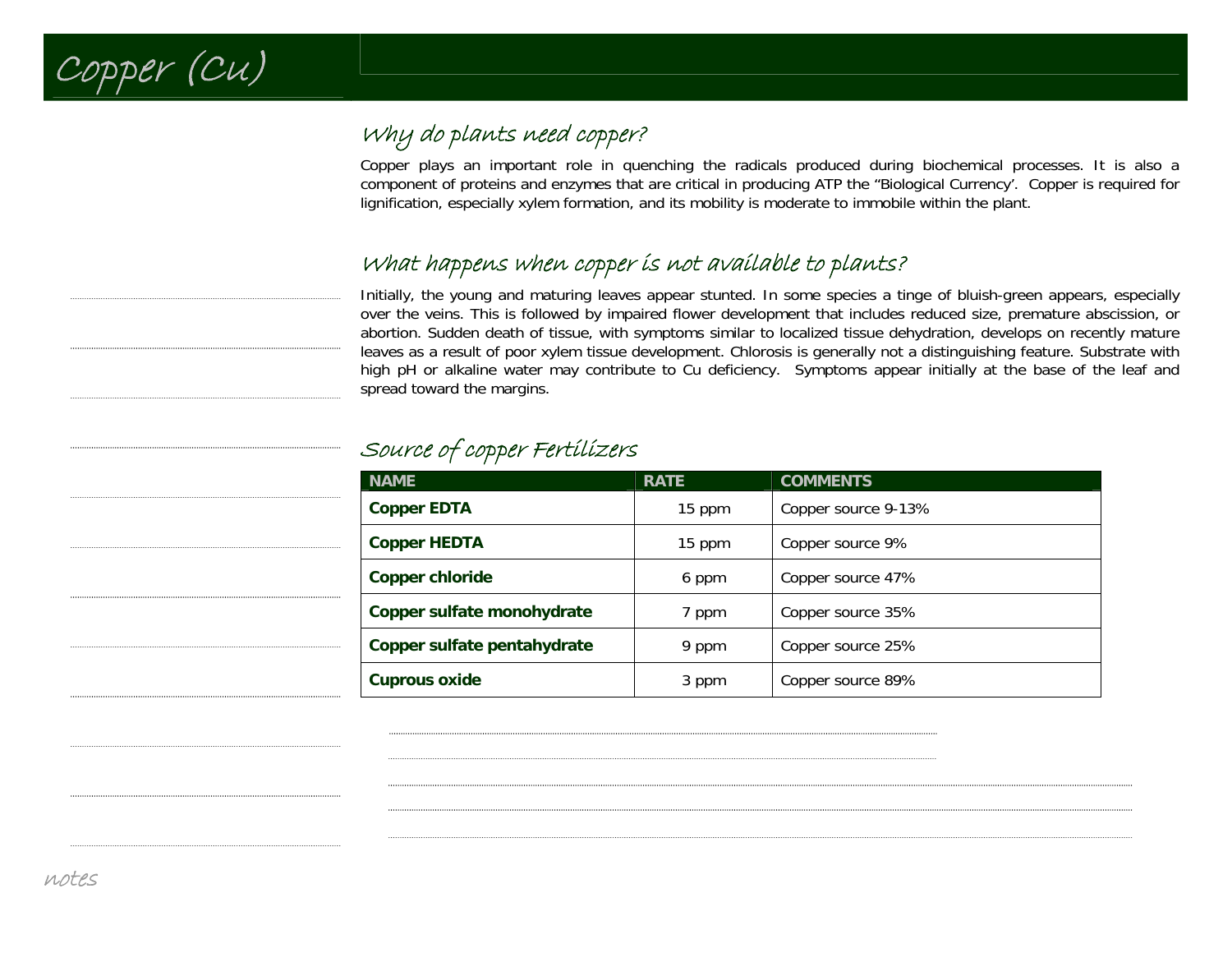# Copper (Cu)

## Why do plants need copper?

Copper plays an important role in quenching the radicals produced during biochemical processes. It is also a component of proteins and enzymes that are critical in producing ATP the “Biological Currency’. Copper is required for lignification, especially xylem formation, and its mobility is moderate to immobile within the plant.

## What happens when copper is not available to plants?

Initially, the young and maturing leaves appear stunted. In some species a tinge of bluish-green appears, especially over the veins. This is followed by impaired flower development that includes reduced size, premature abscission, or abortion. Sudden death of tissue, with symptoms similar to localized tissue dehydration, develops on recently mature leaves as a result of poor xylem tissue development. Chlorosis is generally not a distinguishing feature. Substrate with high pH or alkaline water may contribute to Cu deficiency. Symptoms appear initially at the base of the leaf and spread toward the margins.

## Source of copper Fertilizers

| NAME | RATE | COMMENTS |
| --- | --- | --- |
| **Copper EDTA** | 15 ppm | Copper source 9-13% |
| **Copper HEDTA** | 15 ppm | Copper source 9% |
| **Copper chloride** | 6 ppm | Copper source 47% |
| **Copper sulfate monohydrate** | 7 ppm | Copper source 35% |
| **Copper sulfate pentahydrate** | 9 ppm | Copper source 25% |
| **Cuprous oxide** | 3 ppm | Copper source 89% |

notes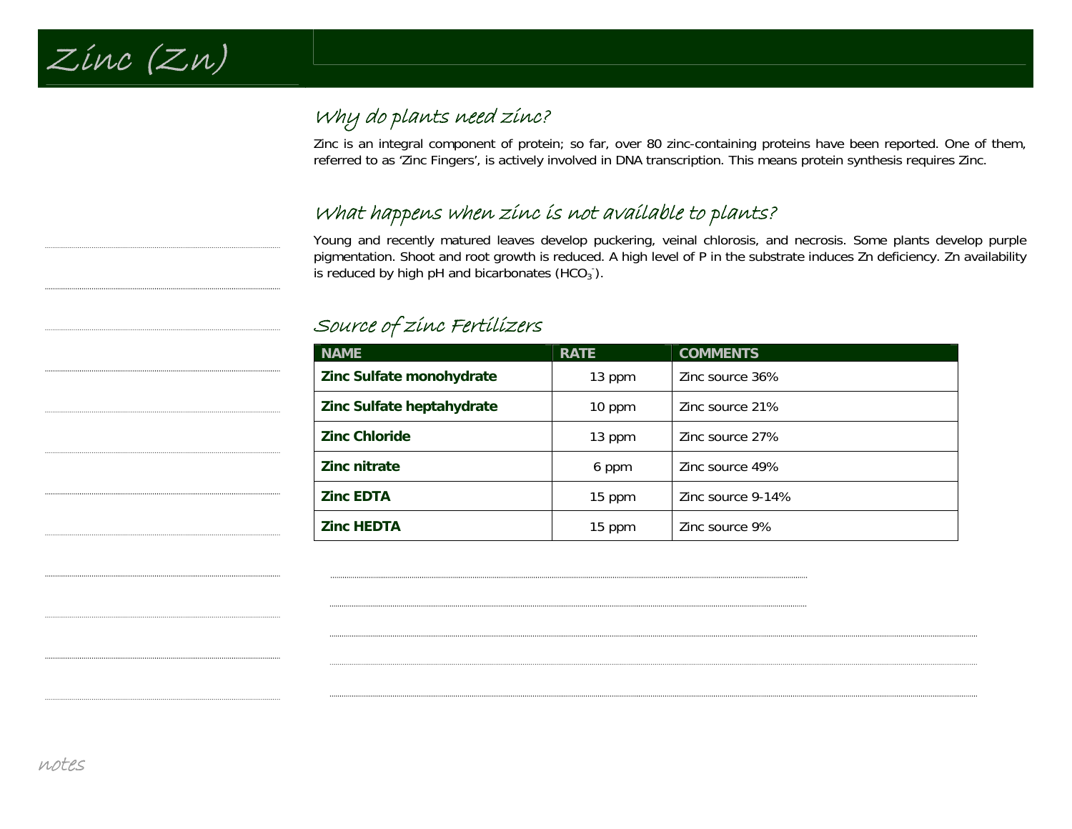# Zinc (Zn)

## Why do plants need zinc?

Zinc is an integral component of protein; so far, over 80 zinc-containing proteins have been reported. One of them, referred to as 'Zinc Fingers', is actively involved in DNA transcription. This means protein synthesis requires Zinc.

## What happens when zinc is not available to plants?

Young and recently matured leaves develop puckering, veinal chlorosis, and necrosis. Some plants develop purple pigmentation. Shoot and root growth is reduced. A high level of P in the substrate induces Zn deficiency. Zn availability is reduced by high pH and bicarbonates ($HCO_3^-$).

## Source of zinc Fertilizers

| NAME | RATE | COMMENTS |
|---|---|---|
| **Zinc Sulfate monohydrate** | 13 ppm | Zinc source 36% |
| **Zinc Sulfate heptahydrate** | 10 ppm | Zinc source 21% |
| **Zinc Chloride** | 13 ppm | Zinc source 27% |
| **Zinc nitrate** | 6 ppm | Zinc source 49% |
| **Zinc EDTA** | 15 ppm | Zinc source 9-14% |
| **Zinc HEDTA** | 15 ppm | Zinc source 9% |

notes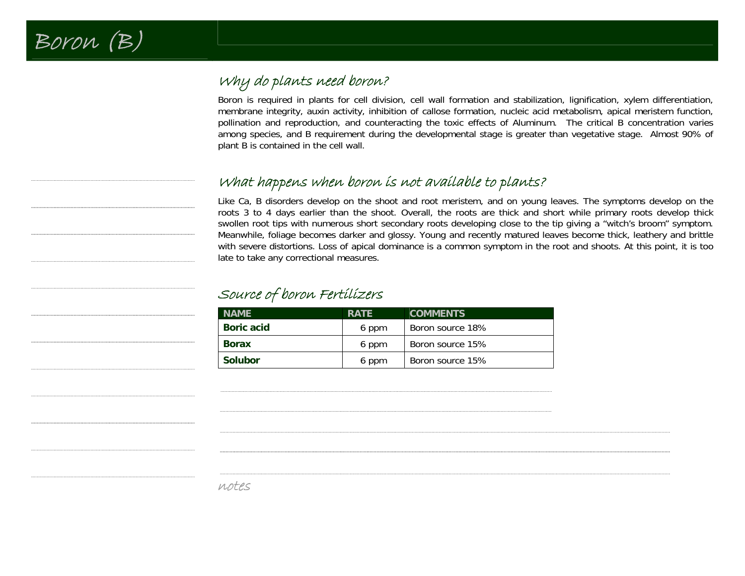# Boron (B)

## Why do plants need boron?

Boron is required in plants for cell division, cell wall formation and stabilization, lignification, xylem differentiation, membrane integrity, auxin activity, inhibition of callose formation, nucleic acid metabolism, apical meristem function, pollination and reproduction, and counteracting the toxic effects of Aluminum. The critical B concentration varies among species, and B requirement during the developmental stage is greater than vegetative stage. Almost 90% of plant B is contained in the cell wall.

## What happens when boron is not available to plants?

Like Ca, B disorders develop on the shoot and root meristem, and on young leaves. The symptoms develop on the roots 3 to 4 days earlier than the shoot. Overall, the roots are thick and short while primary roots develop thick swollen root tips with numerous short secondary roots developing close to the tip giving a "witch's broom" symptom. Meanwhile, foliage becomes darker and glossy. Young and recently matured leaves become thick, leathery and brittle with severe distortions. Loss of apical dominance is a common symptom in the root and shoots. At this point, it is too late to take any correctional measures.

## Source of boron Fertilizers

| NAME | RATE | COMMENTS |
|---|---|---|
| **Boric acid** | 6 ppm | Boron source 18% |
| **Borax** | 6 ppm | Boron source 15% |
| **Solubor** | 6 ppm | Boron source 15% |

notes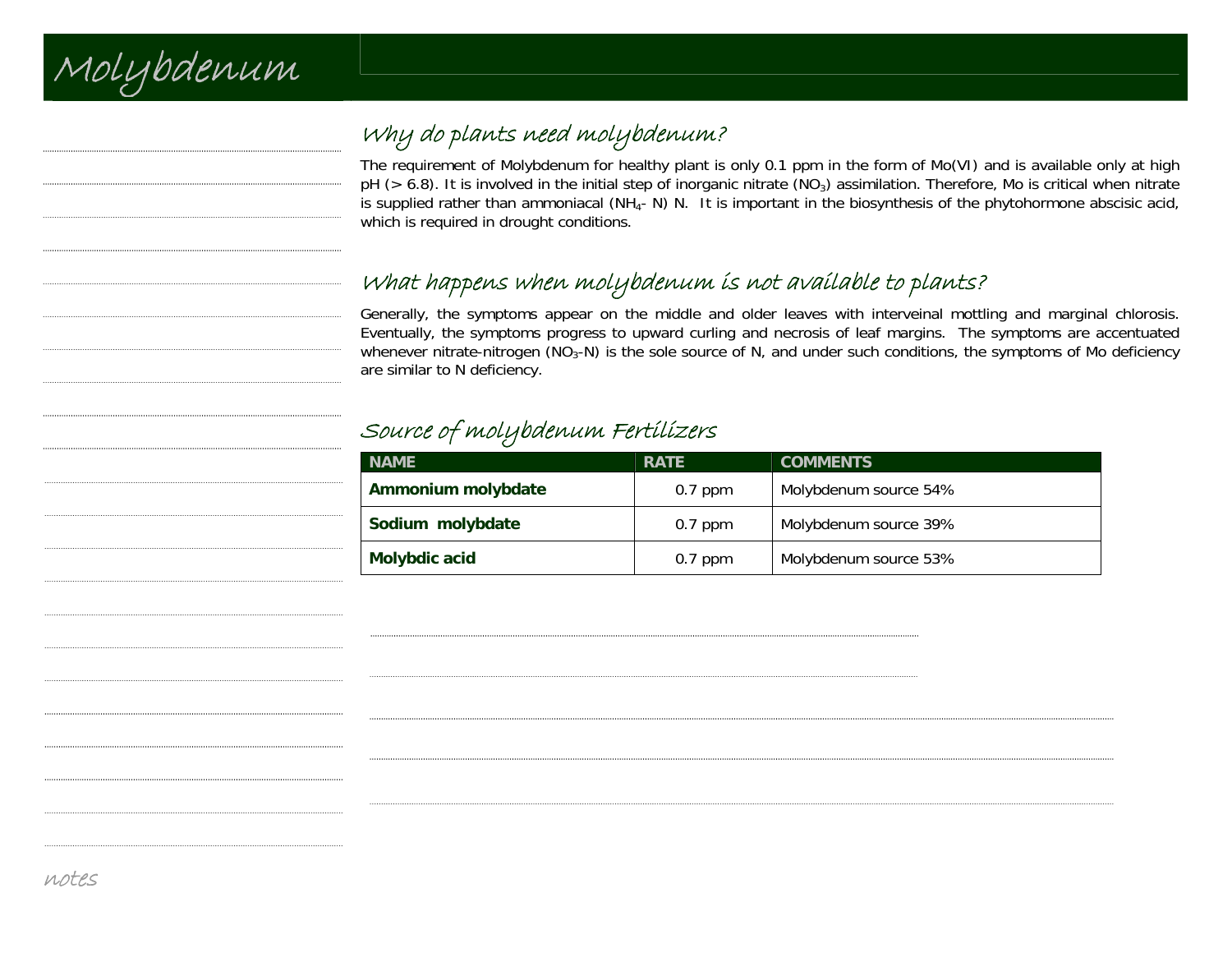# Molybdenum

## Why do plants need molybdenum?

The requirement of Molybdenum for healthy plant is only 0.1 ppm in the form of Mo(VI) and is available only at high pH (> 6.8). It is involved in the initial step of inorganic nitrate ($NO_3$) assimilation. Therefore, Mo is critical when nitrate is supplied rather than ammoniacal ($NH_4$- N) N. It is important in the biosynthesis of the phytohormone abscisic acid, which is required in drought conditions.

## What happens when molybdenum is not available to plants?

Generally, the symptoms appear on the middle and older leaves with interveinal mottling and marginal chlorosis. Eventually, the symptoms progress to upward curling and necrosis of leaf margins. The symptoms are accentuated whenever nitrate-nitrogen ($NO_3$-N) is the sole source of N, and under such conditions, the symptoms of Mo deficiency are similar to N deficiency.

## Source of molybdenum Fertilizers

| NAME | RATE | COMMENTS |
|---|---|---|
| **Ammonium molybdate** | 0.7 ppm | Molybdenum source 54% |
| **Sodium molybdate** | 0.7 ppm | Molybdenum source 39% |
| **Molybdic acid** | 0.7 ppm | Molybdenum source 53% |

notes